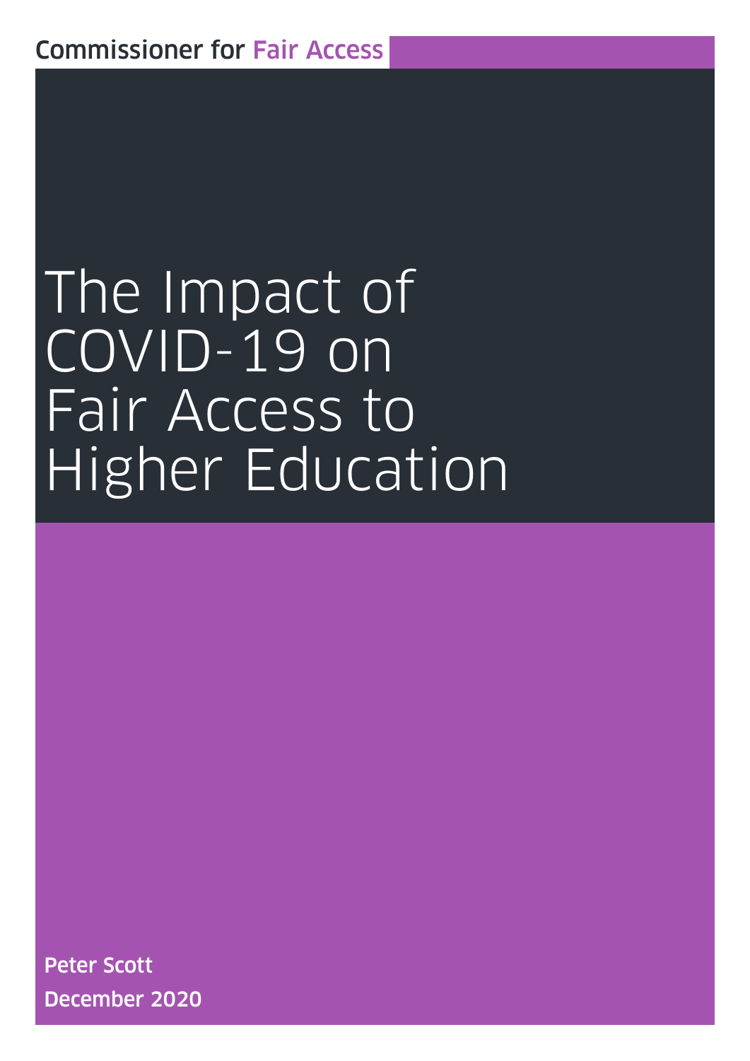Commissioner for Fair Access

# The Impact of COVID-19 on Fair Access to Higher Education

**Peter Scott**

**December 2020**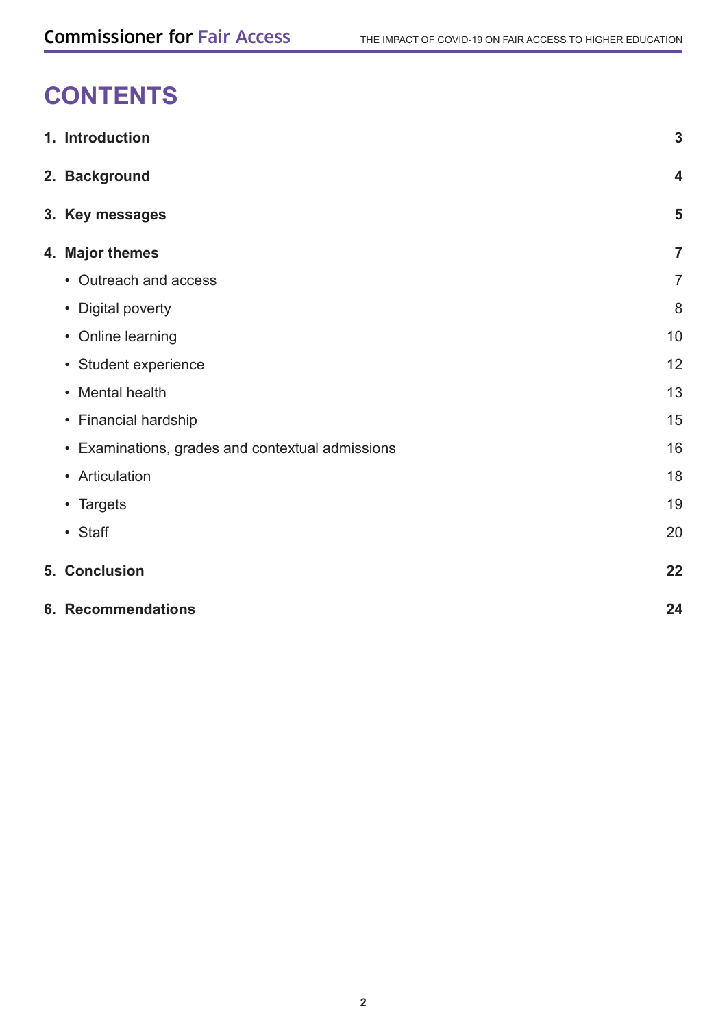# CONTENTS

| | |
|---|---|
| **1. Introduction** | **3** |
| **2. Background** | **4** |
| **3. Key messages** | **5** |
| **4. Major themes** | **7** |
| • Outreach and access | 7 |
| • Digital poverty | 8 |
| • Online learning | 10 |
| • Student experience | 12 |
| • Mental health | 13 |
| • Financial hardship | 15 |
| • Examinations, grades and contextual admissions | 16 |
| • Articulation | 18 |
| • Targets | 19 |
| • Staff | 20 |
| **5. Conclusion** | **22** |
| **6. Recommendations** | **24** |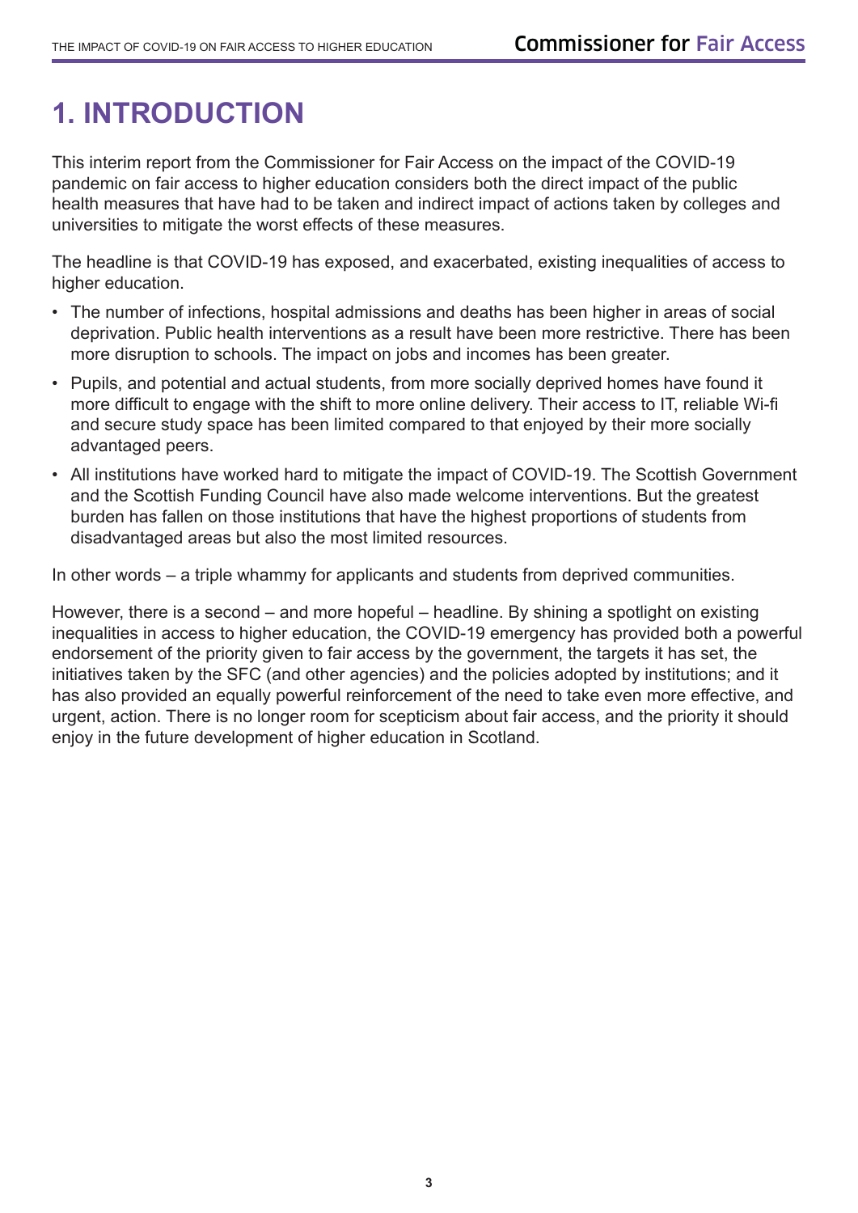# 1. INTRODUCTION

This interim report from the Commissioner for Fair Access on the impact of the COVID-19 pandemic on fair access to higher education considers both the direct impact of the public health measures that have had to be taken and indirect impact of actions taken by colleges and universities to mitigate the worst effects of these measures.

The headline is that COVID-19 has exposed, and exacerbated, existing inequalities of access to higher education.

- The number of infections, hospital admissions and deaths has been higher in areas of social deprivation. Public health interventions as a result have been more restrictive. There has been more disruption to schools. The impact on jobs and incomes has been greater.
- Pupils, and potential and actual students, from more socially deprived homes have found it more difficult to engage with the shift to more online delivery. Their access to IT, reliable Wi-fi and secure study space has been limited compared to that enjoyed by their more socially advantaged peers.
- All institutions have worked hard to mitigate the impact of COVID-19. The Scottish Government and the Scottish Funding Council have also made welcome interventions. But the greatest burden has fallen on those institutions that have the highest proportions of students from disadvantaged areas but also the most limited resources.

In other words – a triple whammy for applicants and students from deprived communities.

However, there is a second – and more hopeful – headline. By shining a spotlight on existing inequalities in access to higher education, the COVID-19 emergency has provided both a powerful endorsement of the priority given to fair access by the government, the targets it has set, the initiatives taken by the SFC (and other agencies) and the policies adopted by institutions; and it has also provided an equally powerful reinforcement of the need to take even more effective, and urgent, action. There is no longer room for scepticism about fair access, and the priority it should enjoy in the future development of higher education in Scotland.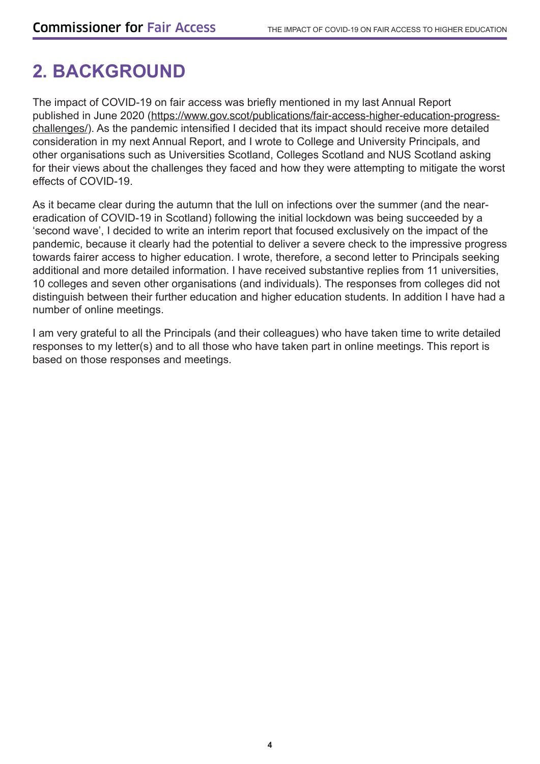# 2. BACKGROUND

The impact of COVID-19 on fair access was briefly mentioned in my last Annual Report published in June 2020 (https://www.gov.scot/publications/fair-access-higher-education-progress-challenges/). As the pandemic intensified I decided that its impact should receive more detailed consideration in my next Annual Report, and I wrote to College and University Principals, and other organisations such as Universities Scotland, Colleges Scotland and NUS Scotland asking for their views about the challenges they faced and how they were attempting to mitigate the worst effects of COVID-19.

As it became clear during the autumn that the lull on infections over the summer (and the near-eradication of COVID-19 in Scotland) following the initial lockdown was being succeeded by a 'second wave', I decided to write an interim report that focused exclusively on the impact of the pandemic, because it clearly had the potential to deliver a severe check to the impressive progress towards fairer access to higher education. I wrote, therefore, a second letter to Principals seeking additional and more detailed information. I have received substantive replies from 11 universities, 10 colleges and seven other organisations (and individuals). The responses from colleges did not distinguish between their further education and higher education students. In addition I have had a number of online meetings.

I am very grateful to all the Principals (and their colleagues) who have taken time to write detailed responses to my letter(s) and to all those who have taken part in online meetings. This report is based on those responses and meetings.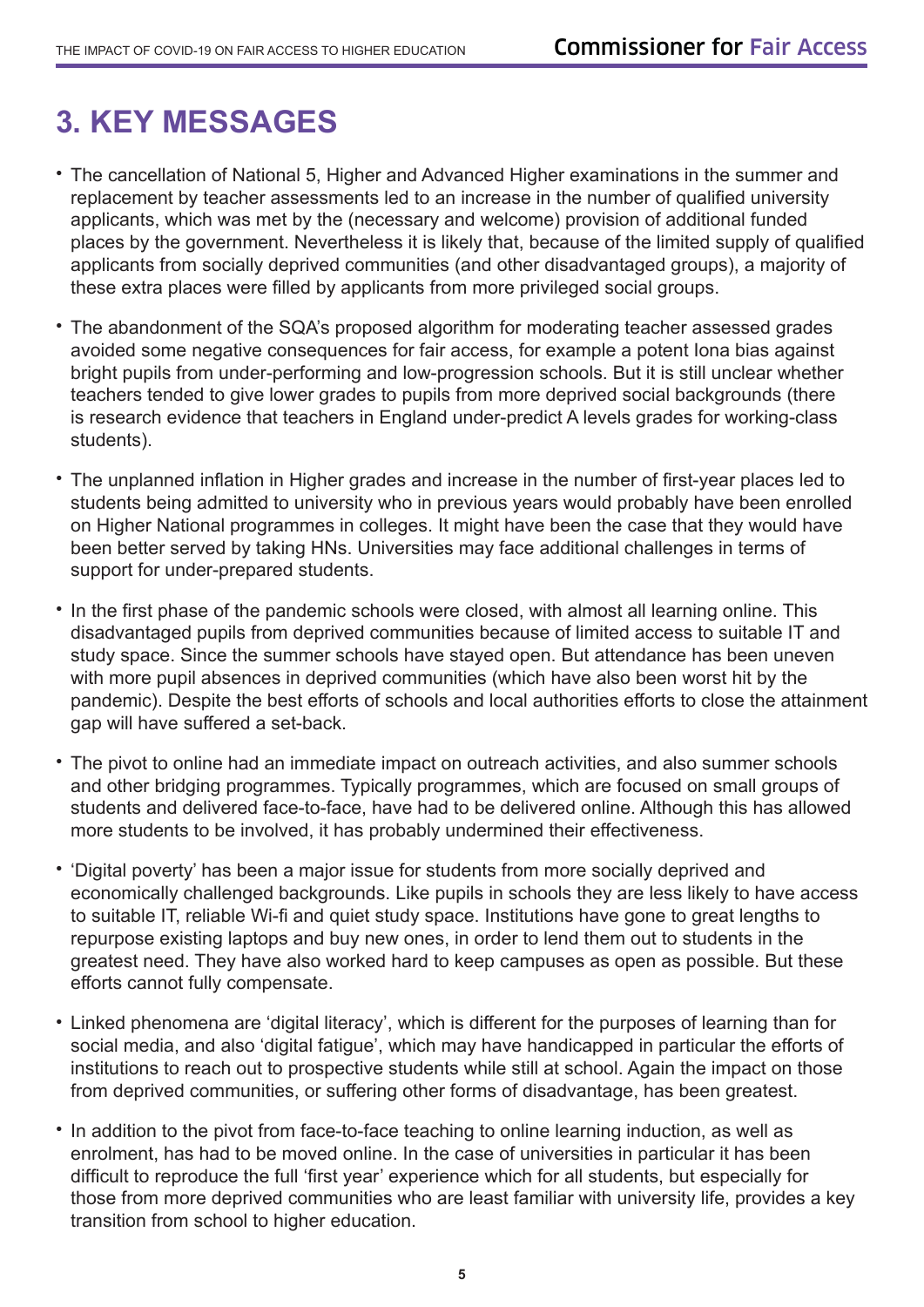# 3. KEY MESSAGES

- The cancellation of National 5, Higher and Advanced Higher examinations in the summer and replacement by teacher assessments led to an increase in the number of qualified university applicants, which was met by the (necessary and welcome) provision of additional funded places by the government. Nevertheless it is likely that, because of the limited supply of qualified applicants from socially deprived communities (and other disadvantaged groups), a majority of these extra places were filled by applicants from more privileged social groups.
- The abandonment of the SQA's proposed algorithm for moderating teacher assessed grades avoided some negative consequences for fair access, for example a potent Iona bias against bright pupils from under-performing and low-progression schools. But it is still unclear whether teachers tended to give lower grades to pupils from more deprived social backgrounds (there is research evidence that teachers in England under-predict A levels grades for working-class students).
- The unplanned inflation in Higher grades and increase in the number of first-year places led to students being admitted to university who in previous years would probably have been enrolled on Higher National programmes in colleges. It might have been the case that they would have been better served by taking HNs. Universities may face additional challenges in terms of support for under-prepared students.
- In the first phase of the pandemic schools were closed, with almost all learning online. This disadvantaged pupils from deprived communities because of limited access to suitable IT and study space. Since the summer schools have stayed open. But attendance has been uneven with more pupil absences in deprived communities (which have also been worst hit by the pandemic). Despite the best efforts of schools and local authorities efforts to close the attainment gap will have suffered a set-back.
- The pivot to online had an immediate impact on outreach activities, and also summer schools and other bridging programmes. Typically programmes, which are focused on small groups of students and delivered face-to-face, have had to be delivered online. Although this has allowed more students to be involved, it has probably undermined their effectiveness.
- 'Digital poverty' has been a major issue for students from more socially deprived and economically challenged backgrounds. Like pupils in schools they are less likely to have access to suitable IT, reliable Wi-fi and quiet study space. Institutions have gone to great lengths to repurpose existing laptops and buy new ones, in order to lend them out to students in the greatest need. They have also worked hard to keep campuses as open as possible. But these efforts cannot fully compensate.
- Linked phenomena are 'digital literacy', which is different for the purposes of learning than for social media, and also 'digital fatigue', which may have handicapped in particular the efforts of institutions to reach out to prospective students while still at school. Again the impact on those from deprived communities, or suffering other forms of disadvantage, has been greatest.
- In addition to the pivot from face-to-face teaching to online learning induction, as well as enrolment, has had to be moved online. In the case of universities in particular it has been difficult to reproduce the full 'first year' experience which for all students, but especially for those from more deprived communities who are least familiar with university life, provides a key transition from school to higher education.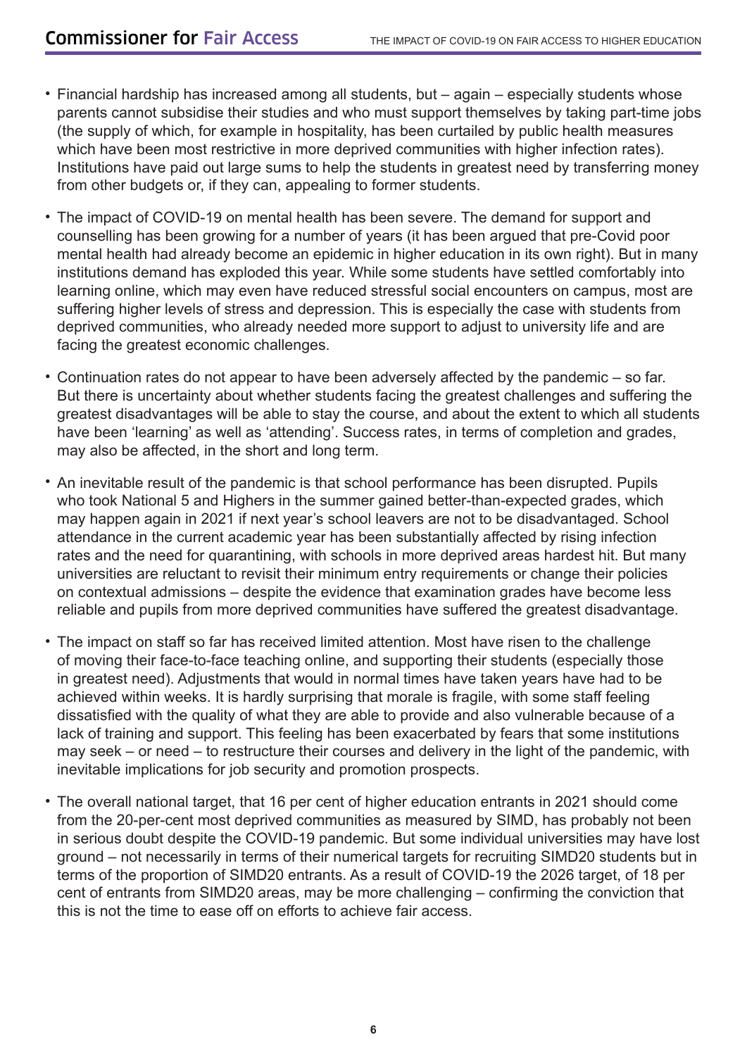- Financial hardship has increased among all students, but – again – especially students whose parents cannot subsidise their studies and who must support themselves by taking part-time jobs (the supply of which, for example in hospitality, has been curtailed by public health measures which have been most restrictive in more deprived communities with higher infection rates). Institutions have paid out large sums to help the students in greatest need by transferring money from other budgets or, if they can, appealing to former students.

- The impact of COVID-19 on mental health has been severe. The demand for support and counselling has been growing for a number of years (it has been argued that pre-Covid poor mental health had already become an epidemic in higher education in its own right). But in many institutions demand has exploded this year. While some students have settled comfortably into learning online, which may even have reduced stressful social encounters on campus, most are suffering higher levels of stress and depression. This is especially the case with students from deprived communities, who already needed more support to adjust to university life and are facing the greatest economic challenges.

- Continuation rates do not appear to have been adversely affected by the pandemic – so far. But there is uncertainty about whether students facing the greatest challenges and suffering the greatest disadvantages will be able to stay the course, and about the extent to which all students have been 'learning' as well as 'attending'. Success rates, in terms of completion and grades, may also be affected, in the short and long term.

- An inevitable result of the pandemic is that school performance has been disrupted. Pupils who took National 5 and Highers in the summer gained better-than-expected grades, which may happen again in 2021 if next year's school leavers are not to be disadvantaged. School attendance in the current academic year has been substantially affected by rising infection rates and the need for quarantining, with schools in more deprived areas hardest hit. But many universities are reluctant to revisit their minimum entry requirements or change their policies on contextual admissions – despite the evidence that examination grades have become less reliable and pupils from more deprived communities have suffered the greatest disadvantage.

- The impact on staff so far has received limited attention. Most have risen to the challenge of moving their face-to-face teaching online, and supporting their students (especially those in greatest need). Adjustments that would in normal times have taken years have had to be achieved within weeks. It is hardly surprising that morale is fragile, with some staff feeling dissatisfied with the quality of what they are able to provide and also vulnerable because of a lack of training and support. This feeling has been exacerbated by fears that some institutions may seek – or need – to restructure their courses and delivery in the light of the pandemic, with inevitable implications for job security and promotion prospects.

- The overall national target, that 16 per cent of higher education entrants in 2021 should come from the 20-per-cent most deprived communities as measured by SIMD, has probably not been in serious doubt despite the COVID-19 pandemic. But some individual universities may have lost ground – not necessarily in terms of their numerical targets for recruiting SIMD20 students but in terms of the proportion of SIMD20 entrants. As a result of COVID-19 the 2026 target, of 18 per cent of entrants from SIMD20 areas, may be more challenging – confirming the conviction that this is not the time to ease off on efforts to achieve fair access.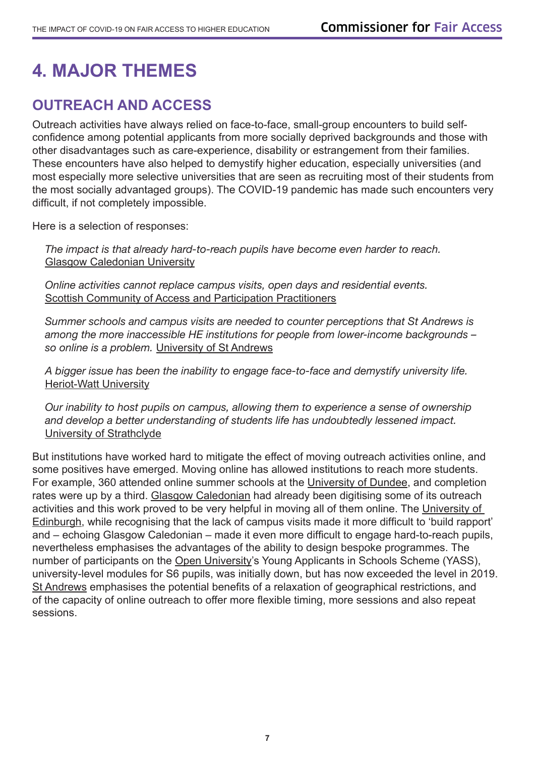# 4. MAJOR THEMES

## OUTREACH AND ACCESS

Outreach activities have always relied on face-to-face, small-group encounters to build self-confidence among potential applicants from more socially deprived backgrounds and those with other disadvantages such as care-experience, disability or estrangement from their families. These encounters have also helped to demystify higher education, especially universities (and most especially more selective universities that are seen as recruiting most of their students from the most socially advantaged groups). The COVID-19 pandemic has made such encounters very difficult, if not completely impossible.

Here is a selection of responses:

> *The impact is that already hard-to-reach pupils have become even harder to reach.* Glasgow Caledonian University

> *Online activities cannot replace campus visits, open days and residential events.* Scottish Community of Access and Participation Practitioners

> *Summer schools and campus visits are needed to counter perceptions that St Andrews is among the more inaccessible HE institutions for people from lower-income backgrounds – so online is a problem.* University of St Andrews

> *A bigger issue has been the inability to engage face-to-face and demystify university life.* Heriot-Watt University

> *Our inability to host pupils on campus, allowing them to experience a sense of ownership and develop a better understanding of students life has undoubtedly lessened impact.* University of Strathclyde

But institutions have worked hard to mitigate the effect of moving outreach activities online, and some positives have emerged. Moving online has allowed institutions to reach more students. For example, 360 attended online summer schools at the University of Dundee, and completion rates were up by a third. Glasgow Caledonian had already been digitising some of its outreach activities and this work proved to be very helpful in moving all of them online. The University of Edinburgh, while recognising that the lack of campus visits made it more difficult to 'build rapport' and – echoing Glasgow Caledonian – made it even more difficult to engage hard-to-reach pupils, nevertheless emphasises the advantages of the ability to design bespoke programmes. The number of participants on the Open University's Young Applicants in Schools Scheme (YASS), university-level modules for S6 pupils, was initially down, but has now exceeded the level in 2019. St Andrews emphasises the potential benefits of a relaxation of geographical restrictions, and of the capacity of online outreach to offer more flexible timing, more sessions and also repeat sessions.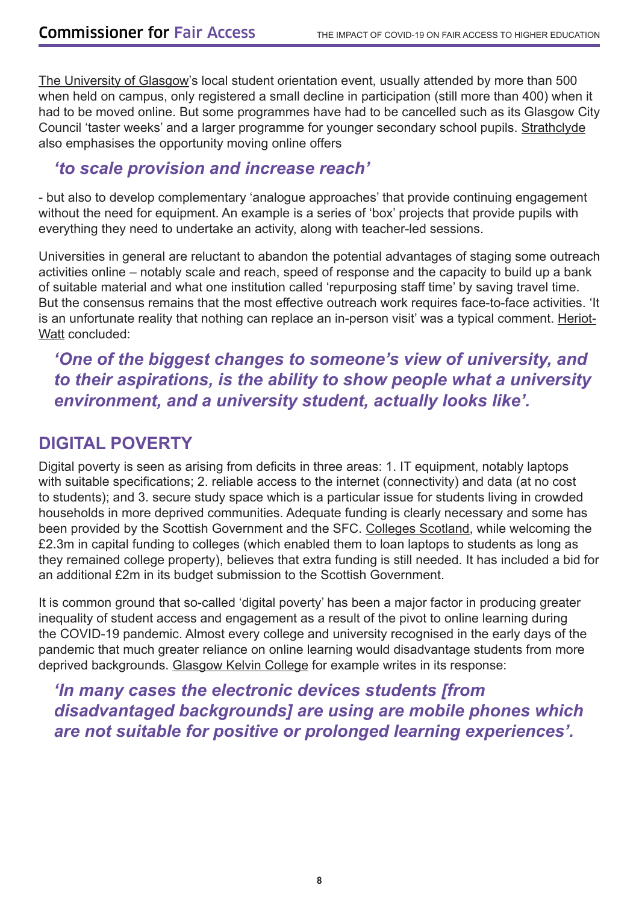The University of Glasgow's local student orientation event, usually attended by more than 500 when held on campus, only registered a small decline in participation (still more than 400) when it had to be moved online. But some programmes have had to be cancelled such as its Glasgow City Council 'taster weeks' and a larger programme for younger secondary school pupils. Strathclyde also emphasises the opportunity moving online offers

> ***'to scale provision and increase reach'***

- but also to develop complementary 'analogue approaches' that provide continuing engagement without the need for equipment. An example is a series of 'box' projects that provide pupils with everything they need to undertake an activity, along with teacher-led sessions.

Universities in general are reluctant to abandon the potential advantages of staging some outreach activities online – notably scale and reach, speed of response and the capacity to build up a bank of suitable material and what one institution called 'repurposing staff time' by saving travel time. But the consensus remains that the most effective outreach work requires face-to-face activities. 'It is an unfortunate reality that nothing can replace an in-person visit' was a typical comment. Heriot-Watt concluded:

> ***'One of the biggest changes to someone's view of university, and to their aspirations, is the ability to show people what a university environment, and a university student, actually looks like'.***

## DIGITAL POVERTY

Digital poverty is seen as arising from deficits in three areas: 1. IT equipment, notably laptops with suitable specifications; 2. reliable access to the internet (connectivity) and data (at no cost to students); and 3. secure study space which is a particular issue for students living in crowded households in more deprived communities. Adequate funding is clearly necessary and some has been provided by the Scottish Government and the SFC. Colleges Scotland, while welcoming the £2.3m in capital funding to colleges (which enabled them to loan laptops to students as long as they remained college property), believes that extra funding is still needed. It has included a bid for an additional £2m in its budget submission to the Scottish Government.

It is common ground that so-called 'digital poverty' has been a major factor in producing greater inequality of student access and engagement as a result of the pivot to online learning during the COVID-19 pandemic. Almost every college and university recognised in the early days of the pandemic that much greater reliance on online learning would disadvantage students from more deprived backgrounds. Glasgow Kelvin College for example writes in its response:

> ***'In many cases the electronic devices students [from disadvantaged backgrounds] are using are mobile phones which are not suitable for positive or prolonged learning experiences'.***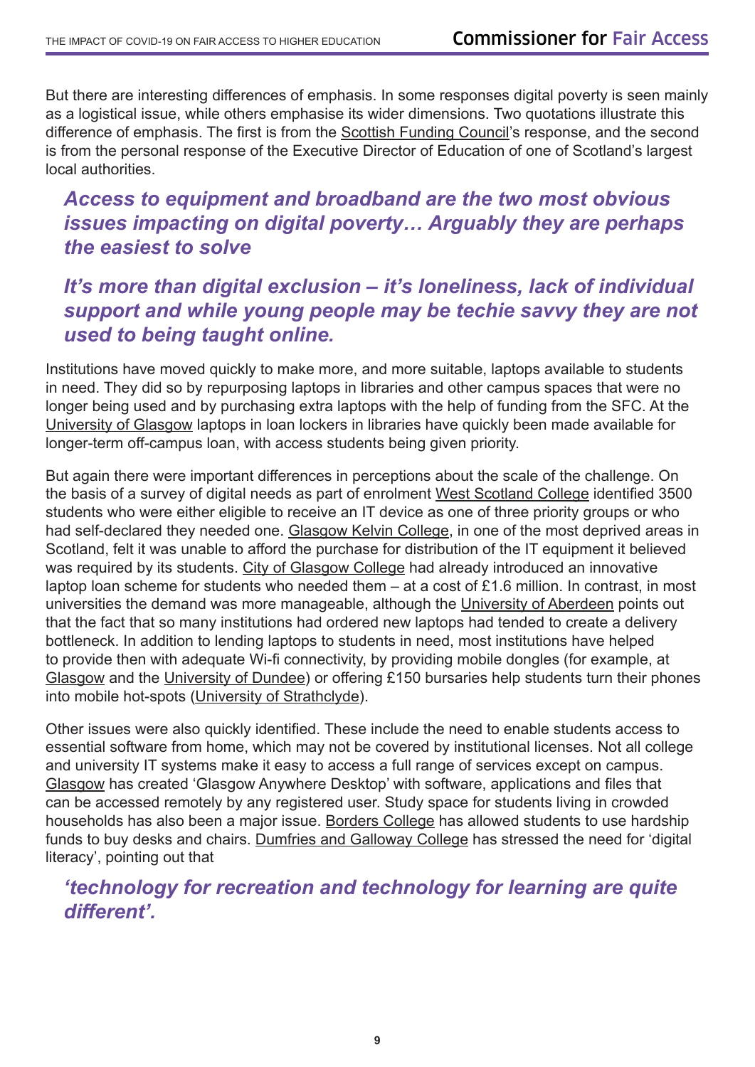But there are interesting differences of emphasis. In some responses digital poverty is seen mainly as a logistical issue, while others emphasise its wider dimensions. Two quotations illustrate this difference of emphasis. The first is from the Scottish Funding Council's response, and the second is from the personal response of the Executive Director of Education of one of Scotland's largest local authorities.

> ***Access to equipment and broadband are the two most obvious issues impacting on digital poverty… Arguably they are perhaps the easiest to solve***

> ***It's more than digital exclusion – it's loneliness, lack of individual support and while young people may be techie savvy they are not used to being taught online.***

Institutions have moved quickly to make more, and more suitable, laptops available to students in need. They did so by repurposing laptops in libraries and other campus spaces that were no longer being used and by purchasing extra laptops with the help of funding from the SFC. At the University of Glasgow laptops in loan lockers in libraries have quickly been made available for longer-term off-campus loan, with access students being given priority.

But again there were important differences in perceptions about the scale of the challenge. On the basis of a survey of digital needs as part of enrolment West Scotland College identified 3500 students who were either eligible to receive an IT device as one of three priority groups or who had self-declared they needed one. Glasgow Kelvin College, in one of the most deprived areas in Scotland, felt it was unable to afford the purchase for distribution of the IT equipment it believed was required by its students. City of Glasgow College had already introduced an innovative laptop loan scheme for students who needed them – at a cost of £1.6 million. In contrast, in most universities the demand was more manageable, although the University of Aberdeen points out that the fact that so many institutions had ordered new laptops had tended to create a delivery bottleneck. In addition to lending laptops to students in need, most institutions have helped to provide then with adequate Wi-fi connectivity, by providing mobile dongles (for example, at Glasgow and the University of Dundee) or offering £150 bursaries help students turn their phones into mobile hot-spots (University of Strathclyde).

Other issues were also quickly identified. These include the need to enable students access to essential software from home, which may not be covered by institutional licenses. Not all college and university IT systems make it easy to access a full range of services except on campus. Glasgow has created 'Glasgow Anywhere Desktop' with software, applications and files that can be accessed remotely by any registered user. Study space for students living in crowded households has also been a major issue. Borders College has allowed students to use hardship funds to buy desks and chairs. Dumfries and Galloway College has stressed the need for 'digital literacy', pointing out that

> ***'technology for recreation and technology for learning are quite different'.***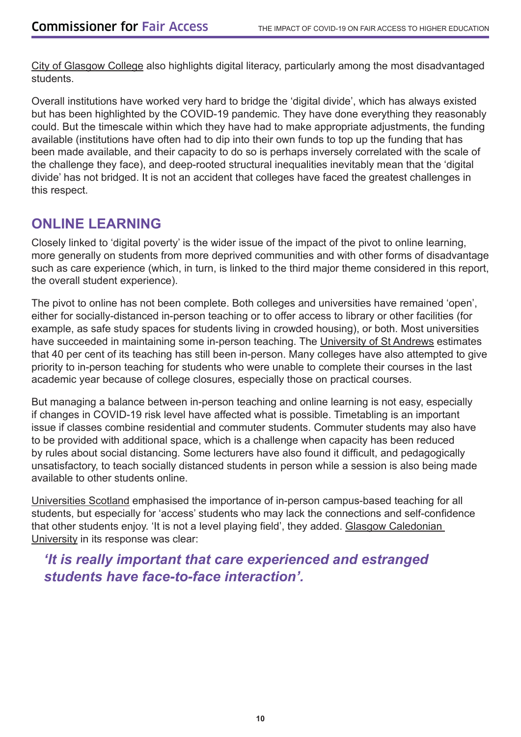City of Glasgow College also highlights digital literacy, particularly among the most disadvantaged students.

Overall institutions have worked very hard to bridge the 'digital divide', which has always existed but has been highlighted by the COVID-19 pandemic. They have done everything they reasonably could. But the timescale within which they have had to make appropriate adjustments, the funding available (institutions have often had to dip into their own funds to top up the funding that has been made available, and their capacity to do so is perhaps inversely correlated with the scale of the challenge they face), and deep-rooted structural inequalities inevitably mean that the 'digital divide' has not bridged. It is not an accident that colleges have faced the greatest challenges in this respect.

## ONLINE LEARNING

Closely linked to 'digital poverty' is the wider issue of the impact of the pivot to online learning, more generally on students from more deprived communities and with other forms of disadvantage such as care experience (which, in turn, is linked to the third major theme considered in this report, the overall student experience).

The pivot to online has not been complete. Both colleges and universities have remained 'open', either for socially-distanced in-person teaching or to offer access to library or other facilities (for example, as safe study spaces for students living in crowded housing), or both. Most universities have succeeded in maintaining some in-person teaching. The University of St Andrews estimates that 40 per cent of its teaching has still been in-person. Many colleges have also attempted to give priority to in-person teaching for students who were unable to complete their courses in the last academic year because of college closures, especially those on practical courses.

But managing a balance between in-person teaching and online learning is not easy, especially if changes in COVID-19 risk level have affected what is possible. Timetabling is an important issue if classes combine residential and commuter students. Commuter students may also have to be provided with additional space, which is a challenge when capacity has been reduced by rules about social distancing. Some lecturers have also found it difficult, and pedagogically unsatisfactory, to teach socially distanced students in person while a session is also being made available to other students online.

Universities Scotland emphasised the importance of in-person campus-based teaching for all students, but especially for 'access' students who may lack the connections and self-confidence that other students enjoy. 'It is not a level playing field', they added. Glasgow Caledonian University in its response was clear:

> ***'It is really important that care experienced and estranged students have face-to-face interaction'.***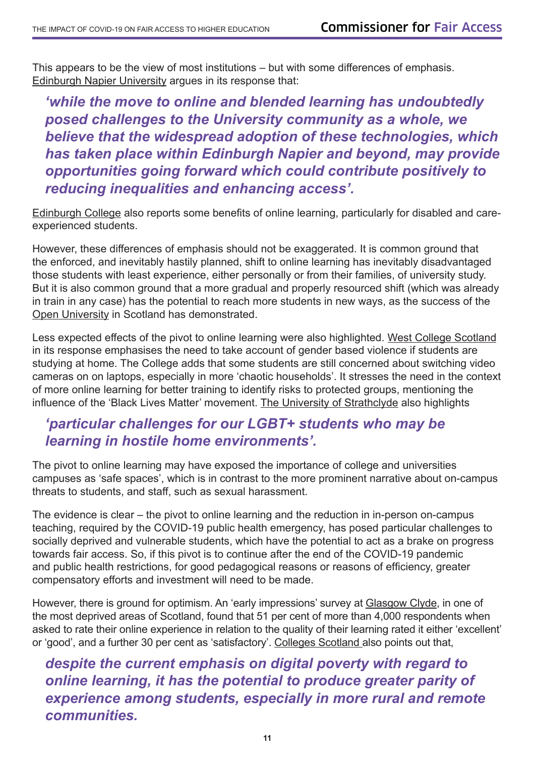This appears to be the view of most institutions – but with some differences of emphasis. Edinburgh Napier University argues in its response that:

> ***'while the move to online and blended learning has undoubtedly posed challenges to the University community as a whole, we believe that the widespread adoption of these technologies, which has taken place within Edinburgh Napier and beyond, may provide opportunities going forward which could contribute positively to reducing inequalities and enhancing access'.***

Edinburgh College also reports some benefits of online learning, particularly for disabled and care-experienced students.

However, these differences of emphasis should not be exaggerated. It is common ground that the enforced, and inevitably hastily planned, shift to online learning has inevitably disadvantaged those students with least experience, either personally or from their families, of university study. But it is also common ground that a more gradual and properly resourced shift (which was already in train in any case) has the potential to reach more students in new ways, as the success of the Open University in Scotland has demonstrated.

Less expected effects of the pivot to online learning were also highlighted. West College Scotland in its response emphasises the need to take account of gender based violence if students are studying at home. The College adds that some students are still concerned about switching video cameras on on laptops, especially in more 'chaotic households'. It stresses the need in the context of more online learning for better training to identify risks to protected groups, mentioning the influence of the 'Black Lives Matter' movement. The University of Strathclyde also highlights

> ***'particular challenges for our LGBT+ students who may be learning in hostile home environments'.***

The pivot to online learning may have exposed the importance of college and universities campuses as 'safe spaces', which is in contrast to the more prominent narrative about on-campus threats to students, and staff, such as sexual harassment.

The evidence is clear – the pivot to online learning and the reduction in in-person on-campus teaching, required by the COVID-19 public health emergency, has posed particular challenges to socially deprived and vulnerable students, which have the potential to act as a brake on progress towards fair access. So, if this pivot is to continue after the end of the COVID-19 pandemic and public health restrictions, for good pedagogical reasons or reasons of efficiency, greater compensatory efforts and investment will need to be made.

However, there is ground for optimism. An 'early impressions' survey at Glasgow Clyde, in one of the most deprived areas of Scotland, found that 51 per cent of more than 4,000 respondents when asked to rate their online experience in relation to the quality of their learning rated it either 'excellent' or 'good', and a further 30 per cent as 'satisfactory'. Colleges Scotland also points out that,

> ***despite the current emphasis on digital poverty with regard to online learning, it has the potential to produce greater parity of experience among students, especially in more rural and remote communities.***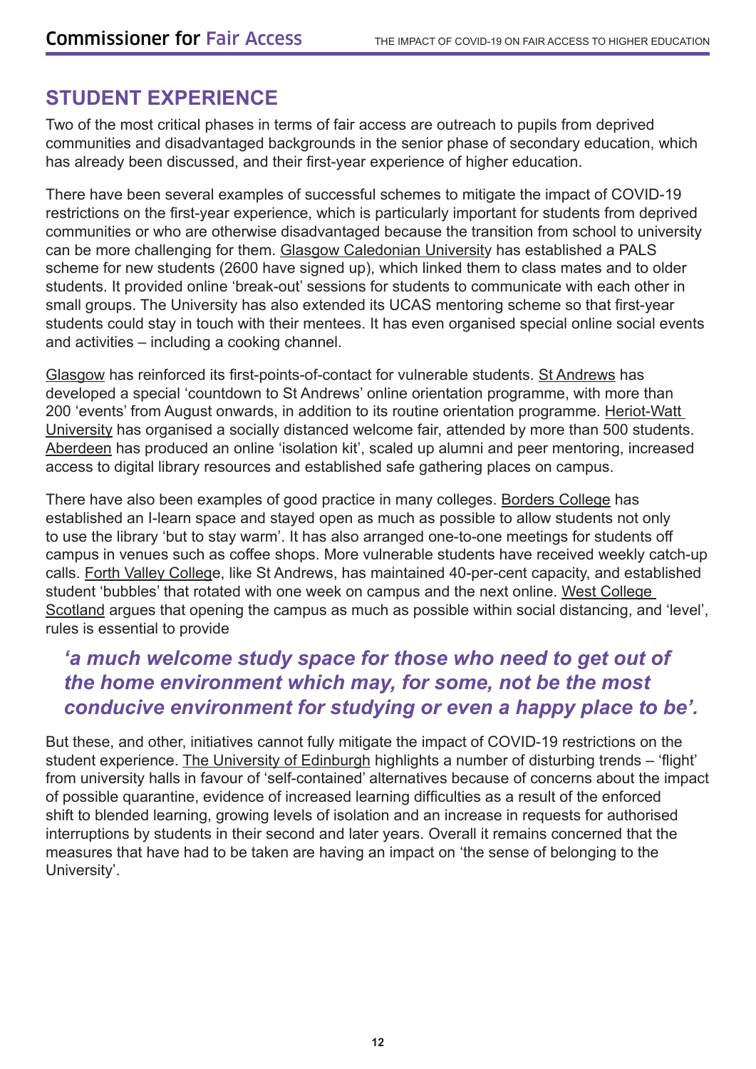## STUDENT EXPERIENCE

Two of the most critical phases in terms of fair access are outreach to pupils from deprived communities and disadvantaged backgrounds in the senior phase of secondary education, which has already been discussed, and their first-year experience of higher education.

There have been several examples of successful schemes to mitigate the impact of COVID-19 restrictions on the first-year experience, which is particularly important for students from deprived communities or who are otherwise disadvantaged because the transition from school to university can be more challenging for them. Glasgow Caledonian University has established a PALS scheme for new students (2600 have signed up), which linked them to class mates and to older students. It provided online 'break-out' sessions for students to communicate with each other in small groups. The University has also extended its UCAS mentoring scheme so that first-year students could stay in touch with their mentees. It has even organised special online social events and activities – including a cooking channel.

Glasgow has reinforced its first-points-of-contact for vulnerable students. St Andrews has developed a special 'countdown to St Andrews' online orientation programme, with more than 200 'events' from August onwards, in addition to its routine orientation programme. Heriot-Watt University has organised a socially distanced welcome fair, attended by more than 500 students. Aberdeen has produced an online 'isolation kit', scaled up alumni and peer mentoring, increased access to digital library resources and established safe gathering places on campus.

There have also been examples of good practice in many colleges. Borders College has established an I-learn space and stayed open as much as possible to allow students not only to use the library 'but to stay warm'. It has also arranged one-to-one meetings for students off campus in venues such as coffee shops. More vulnerable students have received weekly catch-up calls. Forth Valley College, like St Andrews, has maintained 40-per-cent capacity, and established student 'bubbles' that rotated with one week on campus and the next online. West College Scotland argues that opening the campus as much as possible within social distancing, and 'level', rules is essential to provide

> ***'a much welcome study space for those who need to get out of the home environment which may, for some, not be the most conducive environment for studying or even a happy place to be'.***

But these, and other, initiatives cannot fully mitigate the impact of COVID-19 restrictions on the student experience. The University of Edinburgh highlights a number of disturbing trends – 'flight' from university halls in favour of 'self-contained' alternatives because of concerns about the impact of possible quarantine, evidence of increased learning difficulties as a result of the enforced shift to blended learning, growing levels of isolation and an increase in requests for authorised interruptions by students in their second and later years. Overall it remains concerned that the measures that have had to be taken are having an impact on 'the sense of belonging to the University'.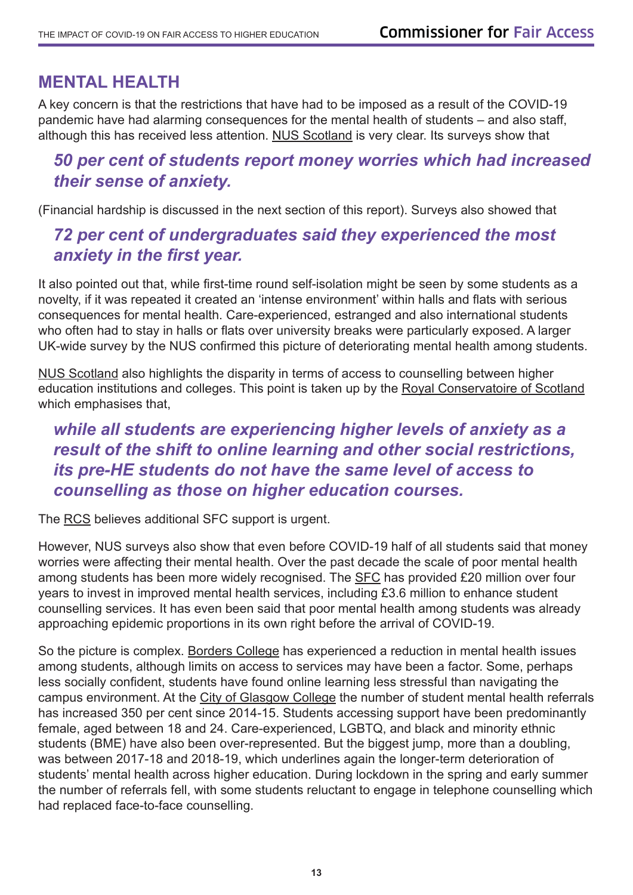## MENTAL HEALTH

A key concern is that the restrictions that have had to be imposed as a result of the COVID-19 pandemic have had alarming consequences for the mental health of students – and also staff, although this has received less attention. NUS Scotland is very clear. Its surveys show that

> ***50 per cent of students report money worries which had increased their sense of anxiety.***

(Financial hardship is discussed in the next section of this report). Surveys also showed that

> ***72 per cent of undergraduates said they experienced the most anxiety in the first year.***

It also pointed out that, while first-time round self-isolation might be seen by some students as a novelty, if it was repeated it created an 'intense environment' within halls and flats with serious consequences for mental health. Care-experienced, estranged and also international students who often had to stay in halls or flats over university breaks were particularly exposed. A larger UK-wide survey by the NUS confirmed this picture of deteriorating mental health among students.

NUS Scotland also highlights the disparity in terms of access to counselling between higher education institutions and colleges. This point is taken up by the Royal Conservatoire of Scotland which emphasises that,

> ***while all students are experiencing higher levels of anxiety as a result of the shift to online learning and other social restrictions, its pre-HE students do not have the same level of access to counselling as those on higher education courses.***

The RCS believes additional SFC support is urgent.

However, NUS surveys also show that even before COVID-19 half of all students said that money worries were affecting their mental health. Over the past decade the scale of poor mental health among students has been more widely recognised. The SFC has provided £20 million over four years to invest in improved mental health services, including £3.6 million to enhance student counselling services. It has even been said that poor mental health among students was already approaching epidemic proportions in its own right before the arrival of COVID-19.

So the picture is complex. Borders College has experienced a reduction in mental health issues among students, although limits on access to services may have been a factor. Some, perhaps less socially confident, students have found online learning less stressful than navigating the campus environment. At the City of Glasgow College the number of student mental health referrals has increased 350 per cent since 2014-15. Students accessing support have been predominantly female, aged between 18 and 24. Care-experienced, LGBTQ, and black and minority ethnic students (BME) have also been over-represented. But the biggest jump, more than a doubling, was between 2017-18 and 2018-19, which underlines again the longer-term deterioration of students' mental health across higher education. During lockdown in the spring and early summer the number of referrals fell, with some students reluctant to engage in telephone counselling which had replaced face-to-face counselling.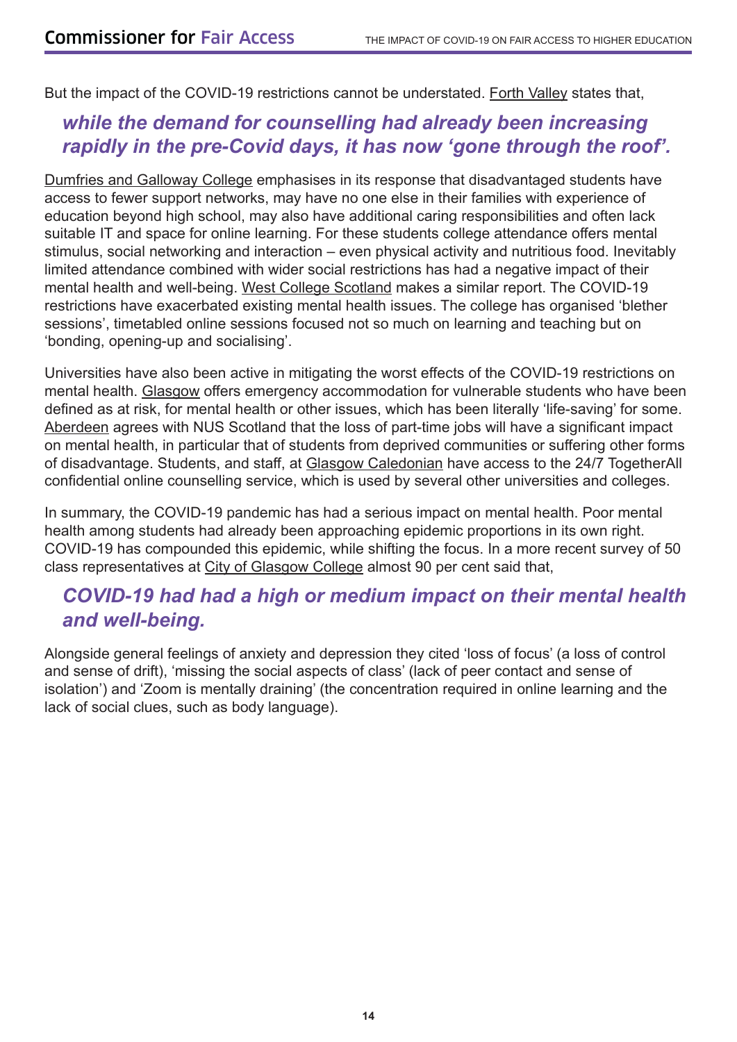But the impact of the COVID-19 restrictions cannot be understated. Forth Valley states that,

> ***while the demand for counselling had already been increasing rapidly in the pre-Covid days, it has now 'gone through the roof'.***

Dumfries and Galloway College emphasises in its response that disadvantaged students have access to fewer support networks, may have no one else in their families with experience of education beyond high school, may also have additional caring responsibilities and often lack suitable IT and space for online learning. For these students college attendance offers mental stimulus, social networking and interaction – even physical activity and nutritious food. Inevitably limited attendance combined with wider social restrictions has had a negative impact of their mental health and well-being. West College Scotland makes a similar report. The COVID-19 restrictions have exacerbated existing mental health issues. The college has organised 'blether sessions', timetabled online sessions focused not so much on learning and teaching but on 'bonding, opening-up and socialising'.

Universities have also been active in mitigating the worst effects of the COVID-19 restrictions on mental health. Glasgow offers emergency accommodation for vulnerable students who have been defined as at risk, for mental health or other issues, which has been literally 'life-saving' for some. Aberdeen agrees with NUS Scotland that the loss of part-time jobs will have a significant impact on mental health, in particular that of students from deprived communities or suffering other forms of disadvantage. Students, and staff, at Glasgow Caledonian have access to the 24/7 TogetherAll confidential online counselling service, which is used by several other universities and colleges.

In summary, the COVID-19 pandemic has had a serious impact on mental health. Poor mental health among students had already been approaching epidemic proportions in its own right. COVID-19 has compounded this epidemic, while shifting the focus. In a more recent survey of 50 class representatives at City of Glasgow College almost 90 per cent said that,

> ***COVID-19 had had a high or medium impact on their mental health and well-being.***

Alongside general feelings of anxiety and depression they cited 'loss of focus' (a loss of control and sense of drift), 'missing the social aspects of class' (lack of peer contact and sense of isolation') and 'Zoom is mentally draining' (the concentration required in online learning and the lack of social clues, such as body language).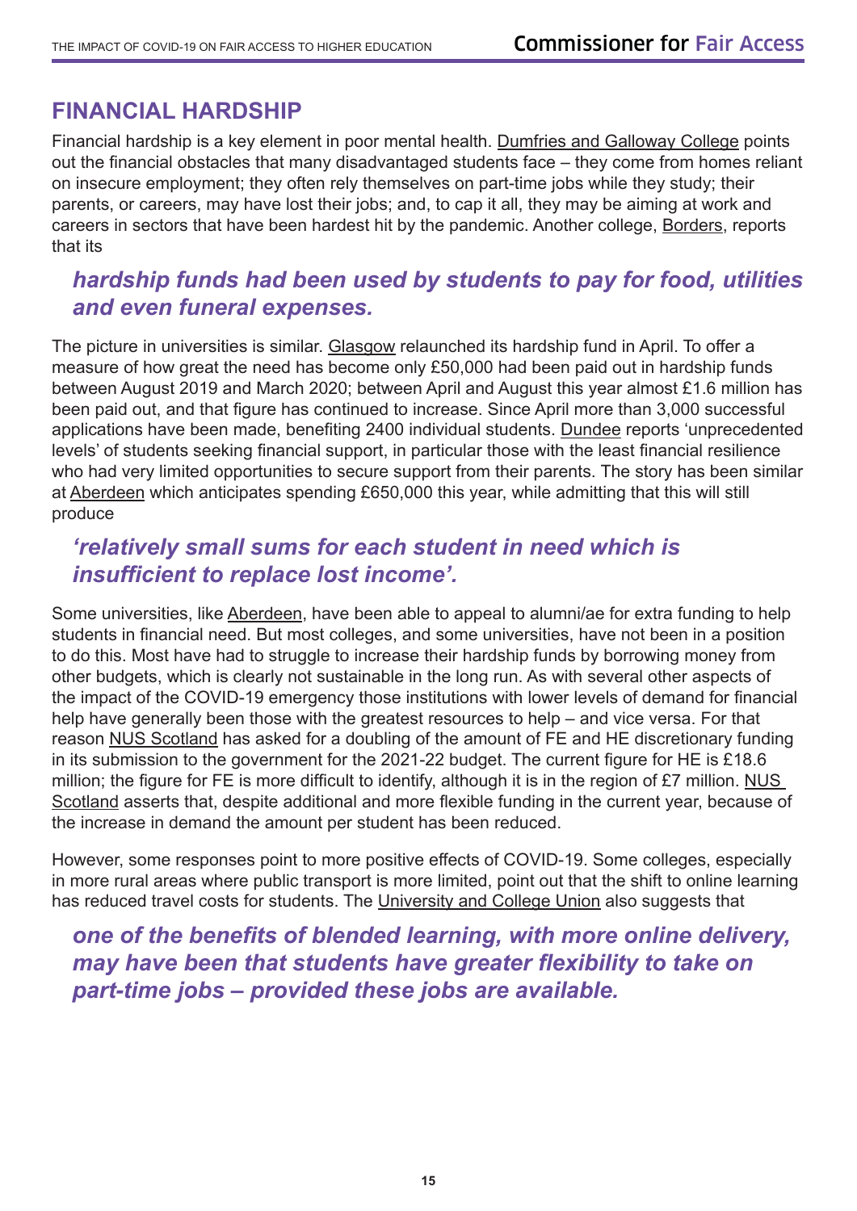## FINANCIAL HARDSHIP

Financial hardship is a key element in poor mental health. Dumfries and Galloway College points out the financial obstacles that many disadvantaged students face – they come from homes reliant on insecure employment; they often rely themselves on part-time jobs while they study; their parents, or careers, may have lost their jobs; and, to cap it all, they may be aiming at work and careers in sectors that have been hardest hit by the pandemic. Another college, Borders, reports that its

> ***hardship funds had been used by students to pay for food, utilities and even funeral expenses.***

The picture in universities is similar. Glasgow relaunched its hardship fund in April. To offer a measure of how great the need has become only £50,000 had been paid out in hardship funds between August 2019 and March 2020; between April and August this year almost £1.6 million has been paid out, and that figure has continued to increase. Since April more than 3,000 successful applications have been made, benefiting 2400 individual students. Dundee reports 'unprecedented levels' of students seeking financial support, in particular those with the least financial resilience who had very limited opportunities to secure support from their parents. The story has been similar at Aberdeen which anticipates spending £650,000 this year, while admitting that this will still produce

> ***'relatively small sums for each student in need which is insufficient to replace lost income'.***

Some universities, like Aberdeen, have been able to appeal to alumni/ae for extra funding to help students in financial need. But most colleges, and some universities, have not been in a position to do this. Most have had to struggle to increase their hardship funds by borrowing money from other budgets, which is clearly not sustainable in the long run. As with several other aspects of the impact of the COVID-19 emergency those institutions with lower levels of demand for financial help have generally been those with the greatest resources to help – and vice versa. For that reason NUS Scotland has asked for a doubling of the amount of FE and HE discretionary funding in its submission to the government for the 2021-22 budget. The current figure for HE is £18.6 million; the figure for FE is more difficult to identify, although it is in the region of £7 million. NUS Scotland asserts that, despite additional and more flexible funding in the current year, because of the increase in demand the amount per student has been reduced.

However, some responses point to more positive effects of COVID-19. Some colleges, especially in more rural areas where public transport is more limited, point out that the shift to online learning has reduced travel costs for students. The University and College Union also suggests that

> ***one of the benefits of blended learning, with more online delivery, may have been that students have greater flexibility to take on part-time jobs – provided these jobs are available.***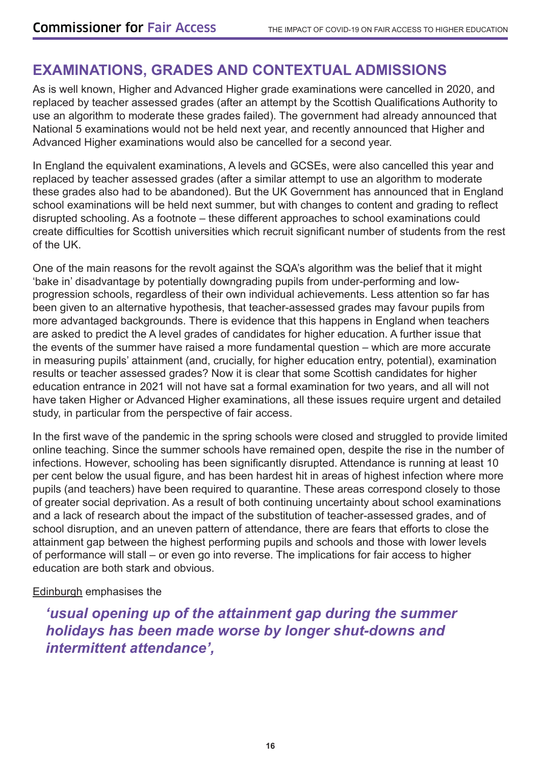## EXAMINATIONS, GRADES AND CONTEXTUAL ADMISSIONS

As is well known, Higher and Advanced Higher grade examinations were cancelled in 2020, and replaced by teacher assessed grades (after an attempt by the Scottish Qualifications Authority to use an algorithm to moderate these grades failed). The government had already announced that National 5 examinations would not be held next year, and recently announced that Higher and Advanced Higher examinations would also be cancelled for a second year.

In England the equivalent examinations, A levels and GCSEs, were also cancelled this year and replaced by teacher assessed grades (after a similar attempt to use an algorithm to moderate these grades also had to be abandoned). But the UK Government has announced that in England school examinations will be held next summer, but with changes to content and grading to reflect disrupted schooling. As a footnote – these different approaches to school examinations could create difficulties for Scottish universities which recruit significant number of students from the rest of the UK.

One of the main reasons for the revolt against the SQA's algorithm was the belief that it might 'bake in' disadvantage by potentially downgrading pupils from under-performing and low-progression schools, regardless of their own individual achievements. Less attention so far has been given to an alternative hypothesis, that teacher-assessed grades may favour pupils from more advantaged backgrounds. There is evidence that this happens in England when teachers are asked to predict the A level grades of candidates for higher education. A further issue that the events of the summer have raised a more fundamental question – which are more accurate in measuring pupils' attainment (and, crucially, for higher education entry, potential), examination results or teacher assessed grades? Now it is clear that some Scottish candidates for higher education entrance in 2021 will not have sat a formal examination for two years, and all will not have taken Higher or Advanced Higher examinations, all these issues require urgent and detailed study, in particular from the perspective of fair access.

In the first wave of the pandemic in the spring schools were closed and struggled to provide limited online teaching. Since the summer schools have remained open, despite the rise in the number of infections. However, schooling has been significantly disrupted. Attendance is running at least 10 per cent below the usual figure, and has been hardest hit in areas of highest infection where more pupils (and teachers) have been required to quarantine. These areas correspond closely to those of greater social deprivation. As a result of both continuing uncertainty about school examinations and a lack of research about the impact of the substitution of teacher-assessed grades, and of school disruption, and an uneven pattern of attendance, there are fears that efforts to close the attainment gap between the highest performing pupils and schools and those with lower levels of performance will stall – or even go into reverse. The implications for fair access to higher education are both stark and obvious.

Edinburgh emphasises the

> ***'usual opening up of the attainment gap during the summer holidays has been made worse by longer shut-downs and intermittent attendance',***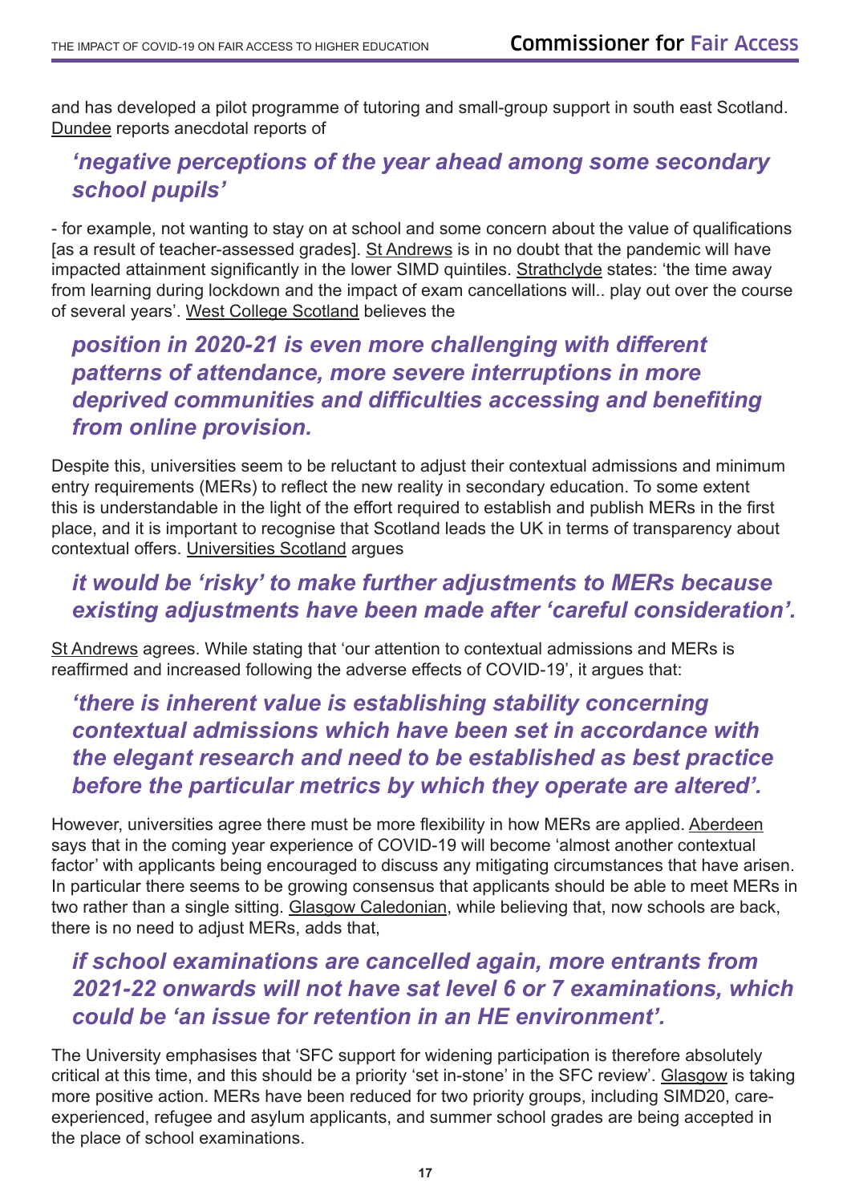and has developed a pilot programme of tutoring and small-group support in south east Scotland. Dundee reports anecdotal reports of

> ***'negative perceptions of the year ahead among some secondary school pupils'***

- for example, not wanting to stay on at school and some concern about the value of qualifications [as a result of teacher-assessed grades]. St Andrews is in no doubt that the pandemic will have impacted attainment significantly in the lower SIMD quintiles. Strathclyde states: 'the time away from learning during lockdown and the impact of exam cancellations will.. play out over the course of several years'. West College Scotland believes the

> ***position in 2020-21 is even more challenging with different patterns of attendance, more severe interruptions in more deprived communities and difficulties accessing and benefiting from online provision.***

Despite this, universities seem to be reluctant to adjust their contextual admissions and minimum entry requirements (MERs) to reflect the new reality in secondary education. To some extent this is understandable in the light of the effort required to establish and publish MERs in the first place, and it is important to recognise that Scotland leads the UK in terms of transparency about contextual offers. Universities Scotland argues

> ***it would be 'risky' to make further adjustments to MERs because existing adjustments have been made after 'careful consideration'.***

St Andrews agrees. While stating that 'our attention to contextual admissions and MERs is reaffirmed and increased following the adverse effects of COVID-19', it argues that:

> ***'there is inherent value is establishing stability concerning contextual admissions which have been set in accordance with the elegant research and need to be established as best practice before the particular metrics by which they operate are altered'.***

However, universities agree there must be more flexibility in how MERs are applied. Aberdeen says that in the coming year experience of COVID-19 will become 'almost another contextual factor' with applicants being encouraged to discuss any mitigating circumstances that have arisen. In particular there seems to be growing consensus that applicants should be able to meet MERs in two rather than a single sitting. Glasgow Caledonian, while believing that, now schools are back, there is no need to adjust MERs, adds that,

> ***if school examinations are cancelled again, more entrants from 2021-22 onwards will not have sat level 6 or 7 examinations, which could be 'an issue for retention in an HE environment'.***

The University emphasises that 'SFC support for widening participation is therefore absolutely critical at this time, and this should be a priority 'set in-stone' in the SFC review'. Glasgow is taking more positive action. MERs have been reduced for two priority groups, including SIMD20, care-experienced, refugee and asylum applicants, and summer school grades are being accepted in the place of school examinations.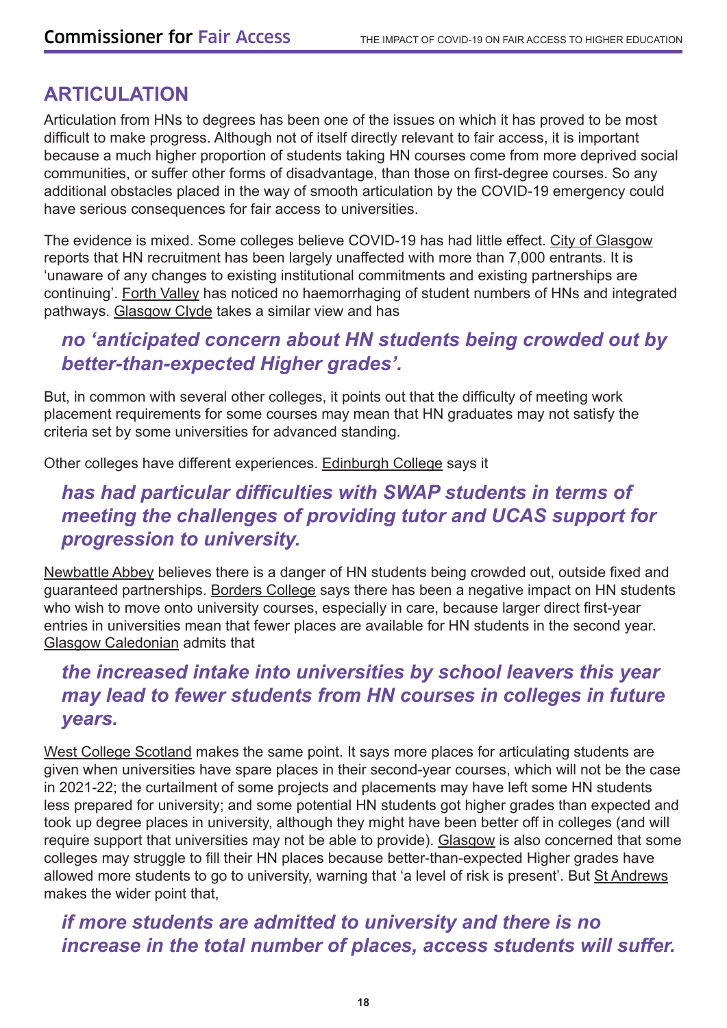## ARTICULATION

Articulation from HNs to degrees has been one of the issues on which it has proved to be most difficult to make progress. Although not of itself directly relevant to fair access, it is important because a much higher proportion of students taking HN courses come from more deprived social communities, or suffer other forms of disadvantage, than those on first-degree courses. So any additional obstacles placed in the way of smooth articulation by the COVID-19 emergency could have serious consequences for fair access to universities.

The evidence is mixed. Some colleges believe COVID-19 has had little effect. City of Glasgow reports that HN recruitment has been largely unaffected with more than 7,000 entrants. It is 'unaware of any changes to existing institutional commitments and existing partnerships are continuing'. Forth Valley has noticed no haemorrhaging of student numbers of HNs and integrated pathways. Glasgow Clyde takes a similar view and has

> ***no 'anticipated concern about HN students being crowded out by better-than-expected Higher grades'.***

But, in common with several other colleges, it points out that the difficulty of meeting work placement requirements for some courses may mean that HN graduates may not satisfy the criteria set by some universities for advanced standing.

Other colleges have different experiences. Edinburgh College says it

> ***has had particular difficulties with SWAP students in terms of meeting the challenges of providing tutor and UCAS support for progression to university.***

Newbattle Abbey believes there is a danger of HN students being crowded out, outside fixed and guaranteed partnerships. Borders College says there has been a negative impact on HN students who wish to move onto university courses, especially in care, because larger direct first-year entries in universities mean that fewer places are available for HN students in the second year. Glasgow Caledonian admits that

> ***the increased intake into universities by school leavers this year may lead to fewer students from HN courses in colleges in future years.***

West College Scotland makes the same point. It says more places for articulating students are given when universities have spare places in their second-year courses, which will not be the case in 2021-22; the curtailment of some projects and placements may have left some HN students less prepared for university; and some potential HN students got higher grades than expected and took up degree places in university, although they might have been better off in colleges (and will require support that universities may not be able to provide). Glasgow is also concerned that some colleges may struggle to fill their HN places because better-than-expected Higher grades have allowed more students to go to university, warning that 'a level of risk is present'. But St Andrews makes the wider point that,

> ***if more students are admitted to university and there is no increase in the total number of places, access students will suffer.***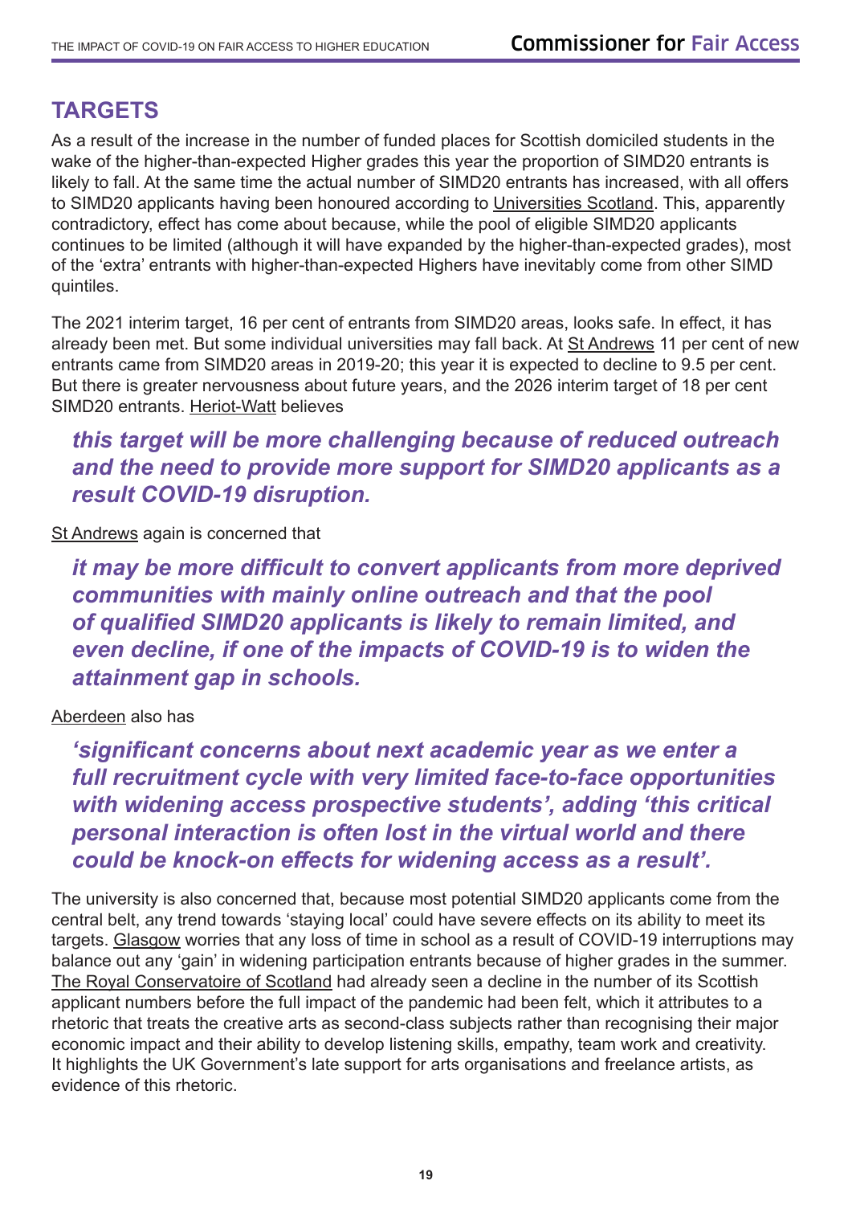## TARGETS

As a result of the increase in the number of funded places for Scottish domiciled students in the wake of the higher-than-expected Higher grades this year the proportion of SIMD20 entrants is likely to fall. At the same time the actual number of SIMD20 entrants has increased, with all offers to SIMD20 applicants having been honoured according to Universities Scotland. This, apparently contradictory, effect has come about because, while the pool of eligible SIMD20 applicants continues to be limited (although it will have expanded by the higher-than-expected grades), most of the 'extra' entrants with higher-than-expected Highers have inevitably come from other SIMD quintiles.

The 2021 interim target, 16 per cent of entrants from SIMD20 areas, looks safe. In effect, it has already been met. But some individual universities may fall back. At St Andrews 11 per cent of new entrants came from SIMD20 areas in 2019-20; this year it is expected to decline to 9.5 per cent. But there is greater nervousness about future years, and the 2026 interim target of 18 per cent SIMD20 entrants. Heriot-Watt believes

> ***this target will be more challenging because of reduced outreach and the need to provide more support for SIMD20 applicants as a result COVID-19 disruption.***

St Andrews again is concerned that

> ***it may be more difficult to convert applicants from more deprived communities with mainly online outreach and that the pool of qualified SIMD20 applicants is likely to remain limited, and even decline, if one of the impacts of COVID-19 is to widen the attainment gap in schools.***

Aberdeen also has

> ***'significant concerns about next academic year as we enter a full recruitment cycle with very limited face-to-face opportunities with widening access prospective students', adding 'this critical personal interaction is often lost in the virtual world and there could be knock-on effects for widening access as a result'.***

The university is also concerned that, because most potential SIMD20 applicants come from the central belt, any trend towards 'staying local' could have severe effects on its ability to meet its targets. Glasgow worries that any loss of time in school as a result of COVID-19 interruptions may balance out any 'gain' in widening participation entrants because of higher grades in the summer. The Royal Conservatoire of Scotland had already seen a decline in the number of its Scottish applicant numbers before the full impact of the pandemic had been felt, which it attributes to a rhetoric that treats the creative arts as second-class subjects rather than recognising their major economic impact and their ability to develop listening skills, empathy, team work and creativity. It highlights the UK Government's late support for arts organisations and freelance artists, as evidence of this rhetoric.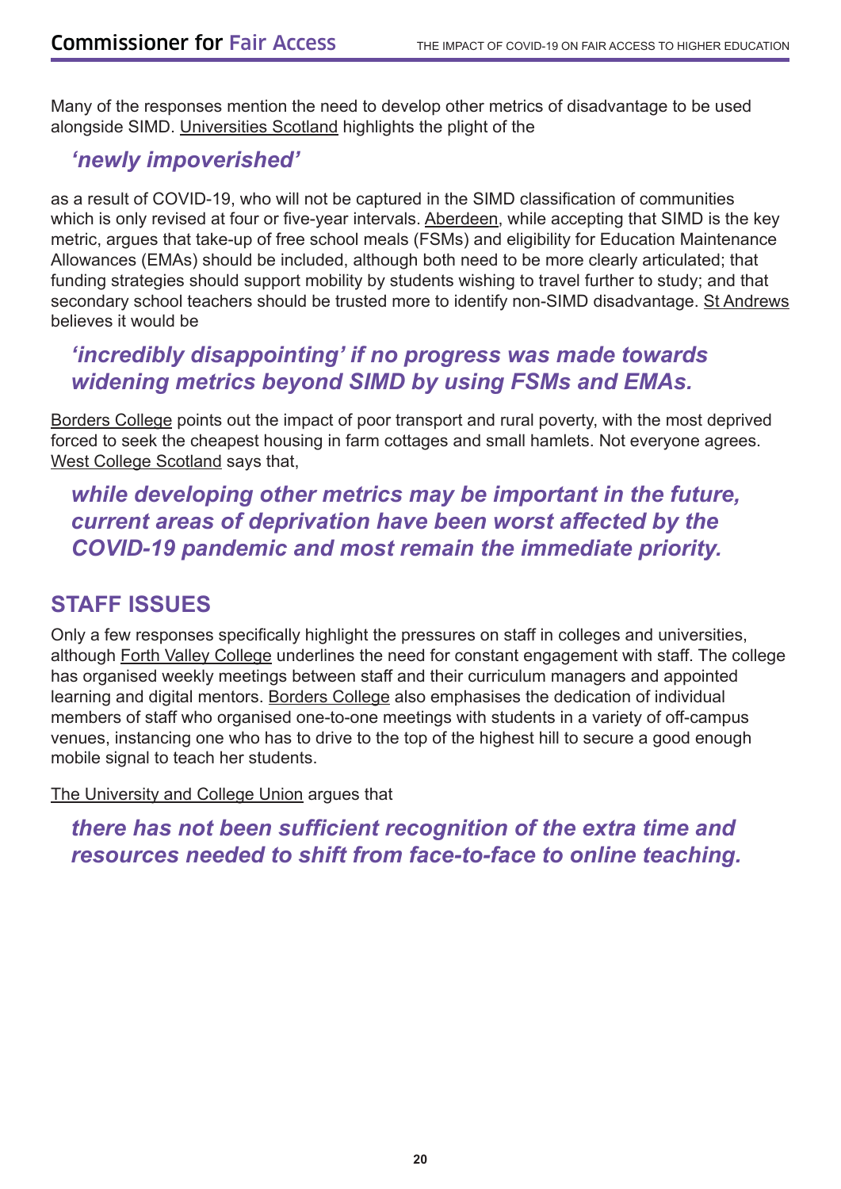Many of the responses mention the need to develop other metrics of disadvantage to be used alongside SIMD. Universities Scotland highlights the plight of the

> ***'newly impoverished'***

as a result of COVID-19, who will not be captured in the SIMD classification of communities which is only revised at four or five-year intervals. Aberdeen, while accepting that SIMD is the key metric, argues that take-up of free school meals (FSMs) and eligibility for Education Maintenance Allowances (EMAs) should be included, although both need to be more clearly articulated; that funding strategies should support mobility by students wishing to travel further to study; and that secondary school teachers should be trusted more to identify non-SIMD disadvantage. St Andrews believes it would be

> ***'incredibly disappointing' if no progress was made towards widening metrics beyond SIMD by using FSMs and EMAs.***

Borders College points out the impact of poor transport and rural poverty, with the most deprived forced to seek the cheapest housing in farm cottages and small hamlets. Not everyone agrees. West College Scotland says that,

> ***while developing other metrics may be important in the future, current areas of deprivation have been worst affected by the COVID-19 pandemic and most remain the immediate priority.***

## STAFF ISSUES

Only a few responses specifically highlight the pressures on staff in colleges and universities, although Forth Valley College underlines the need for constant engagement with staff. The college has organised weekly meetings between staff and their curriculum managers and appointed learning and digital mentors. Borders College also emphasises the dedication of individual members of staff who organised one-to-one meetings with students in a variety of off-campus venues, instancing one who has to drive to the top of the highest hill to secure a good enough mobile signal to teach her students.

The University and College Union argues that

> ***there has not been sufficient recognition of the extra time and resources needed to shift from face-to-face to online teaching.***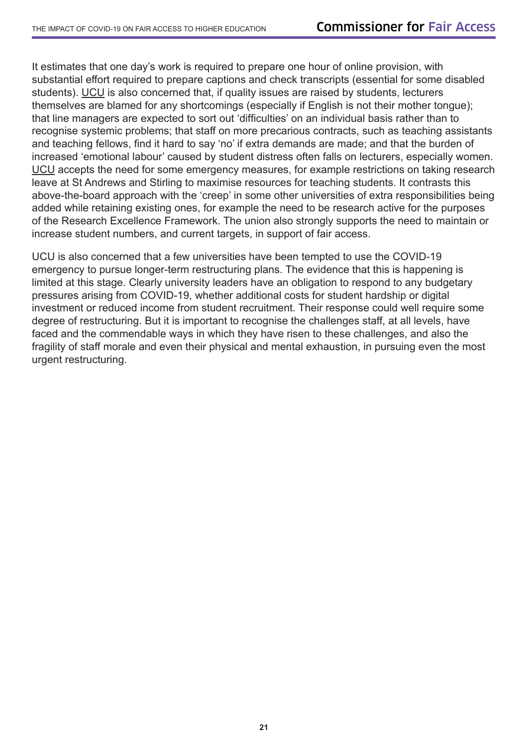It estimates that one day's work is required to prepare one hour of online provision, with substantial effort required to prepare captions and check transcripts (essential for some disabled students). UCU is also concerned that, if quality issues are raised by students, lecturers themselves are blamed for any shortcomings (especially if English is not their mother tongue); that line managers are expected to sort out 'difficulties' on an individual basis rather than to recognise systemic problems; that staff on more precarious contracts, such as teaching assistants and teaching fellows, find it hard to say 'no' if extra demands are made; and that the burden of increased 'emotional labour' caused by student distress often falls on lecturers, especially women. UCU accepts the need for some emergency measures, for example restrictions on taking research leave at St Andrews and Stirling to maximise resources for teaching students. It contrasts this above-the-board approach with the 'creep' in some other universities of extra responsibilities being added while retaining existing ones, for example the need to be research active for the purposes of the Research Excellence Framework. The union also strongly supports the need to maintain or increase student numbers, and current targets, in support of fair access.

UCU is also concerned that a few universities have been tempted to use the COVID-19 emergency to pursue longer-term restructuring plans. The evidence that this is happening is limited at this stage. Clearly university leaders have an obligation to respond to any budgetary pressures arising from COVID-19, whether additional costs for student hardship or digital investment or reduced income from student recruitment. Their response could well require some degree of restructuring. But it is important to recognise the challenges staff, at all levels, have faced and the commendable ways in which they have risen to these challenges, and also the fragility of staff morale and even their physical and mental exhaustion, in pursuing even the most urgent restructuring.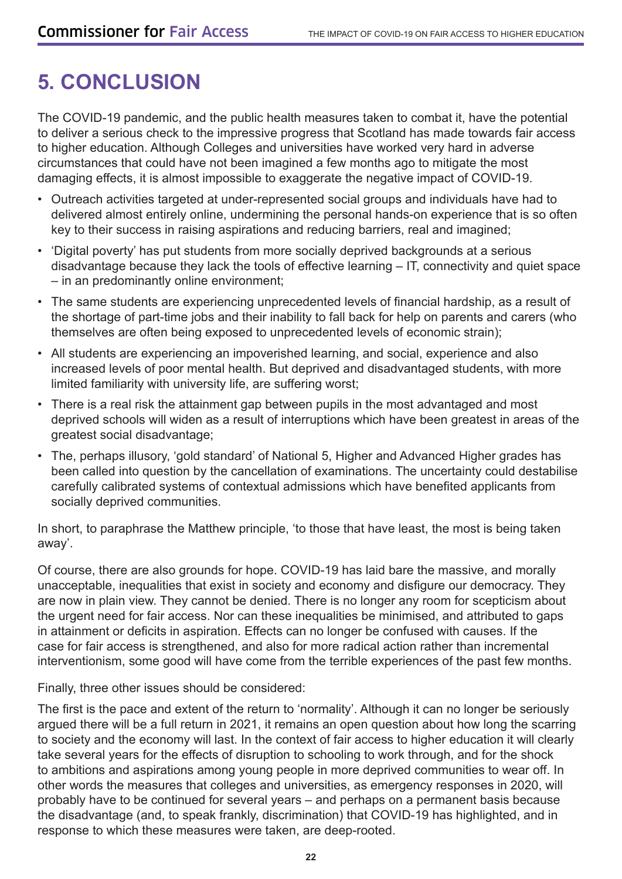# 5. CONCLUSION

The COVID-19 pandemic, and the public health measures taken to combat it, have the potential to deliver a serious check to the impressive progress that Scotland has made towards fair access to higher education. Although Colleges and universities have worked very hard in adverse circumstances that could have not been imagined a few months ago to mitigate the most damaging effects, it is almost impossible to exaggerate the negative impact of COVID-19.

- Outreach activities targeted at under-represented social groups and individuals have had to delivered almost entirely online, undermining the personal hands-on experience that is so often key to their success in raising aspirations and reducing barriers, real and imagined;
- 'Digital poverty' has put students from more socially deprived backgrounds at a serious disadvantage because they lack the tools of effective learning – IT, connectivity and quiet space – in an predominantly online environment;
- The same students are experiencing unprecedented levels of financial hardship, as a result of the shortage of part-time jobs and their inability to fall back for help on parents and carers (who themselves are often being exposed to unprecedented levels of economic strain);
- All students are experiencing an impoverished learning, and social, experience and also increased levels of poor mental health. But deprived and disadvantaged students, with more limited familiarity with university life, are suffering worst;
- There is a real risk the attainment gap between pupils in the most advantaged and most deprived schools will widen as a result of interruptions which have been greatest in areas of the greatest social disadvantage;
- The, perhaps illusory, 'gold standard' of National 5, Higher and Advanced Higher grades has been called into question by the cancellation of examinations. The uncertainty could destabilise carefully calibrated systems of contextual admissions which have benefited applicants from socially deprived communities.

In short, to paraphrase the Matthew principle, 'to those that have least, the most is being taken away'.

Of course, there are also grounds for hope. COVID-19 has laid bare the massive, and morally unacceptable, inequalities that exist in society and economy and disfigure our democracy. They are now in plain view. They cannot be denied. There is no longer any room for scepticism about the urgent need for fair access. Nor can these inequalities be minimised, and attributed to gaps in attainment or deficits in aspiration. Effects can no longer be confused with causes. If the case for fair access is strengthened, and also for more radical action rather than incremental interventionism, some good will have come from the terrible experiences of the past few months.

Finally, three other issues should be considered:

The first is the pace and extent of the return to 'normality'. Although it can no longer be seriously argued there will be a full return in 2021, it remains an open question about how long the scarring to society and the economy will last. In the context of fair access to higher education it will clearly take several years for the effects of disruption to schooling to work through, and for the shock to ambitions and aspirations among young people in more deprived communities to wear off. In other words the measures that colleges and universities, as emergency responses in 2020, will probably have to be continued for several years – and perhaps on a permanent basis because the disadvantage (and, to speak frankly, discrimination) that COVID-19 has highlighted, and in response to which these measures were taken, are deep-rooted.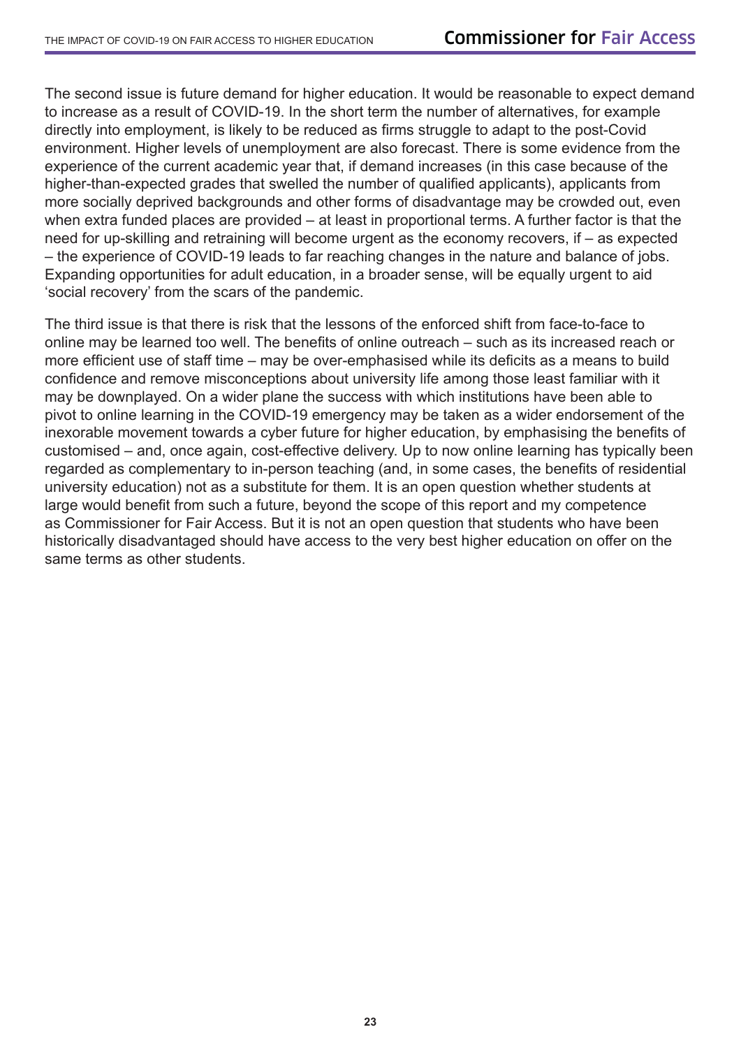The second issue is future demand for higher education. It would be reasonable to expect demand to increase as a result of COVID-19. In the short term the number of alternatives, for example directly into employment, is likely to be reduced as firms struggle to adapt to the post-Covid environment. Higher levels of unemployment are also forecast. There is some evidence from the experience of the current academic year that, if demand increases (in this case because of the higher-than-expected grades that swelled the number of qualified applicants), applicants from more socially deprived backgrounds and other forms of disadvantage may be crowded out, even when extra funded places are provided – at least in proportional terms. A further factor is that the need for up-skilling and retraining will become urgent as the economy recovers, if – as expected – the experience of COVID-19 leads to far reaching changes in the nature and balance of jobs. Expanding opportunities for adult education, in a broader sense, will be equally urgent to aid 'social recovery' from the scars of the pandemic.

The third issue is that there is risk that the lessons of the enforced shift from face-to-face to online may be learned too well. The benefits of online outreach – such as its increased reach or more efficient use of staff time – may be over-emphasised while its deficits as a means to build confidence and remove misconceptions about university life among those least familiar with it may be downplayed. On a wider plane the success with which institutions have been able to pivot to online learning in the COVID-19 emergency may be taken as a wider endorsement of the inexorable movement towards a cyber future for higher education, by emphasising the benefits of customised – and, once again, cost-effective delivery. Up to now online learning has typically been regarded as complementary to in-person teaching (and, in some cases, the benefits of residential university education) not as a substitute for them. It is an open question whether students at large would benefit from such a future, beyond the scope of this report and my competence as Commissioner for Fair Access. But it is not an open question that students who have been historically disadvantaged should have access to the very best higher education on offer on the same terms as other students.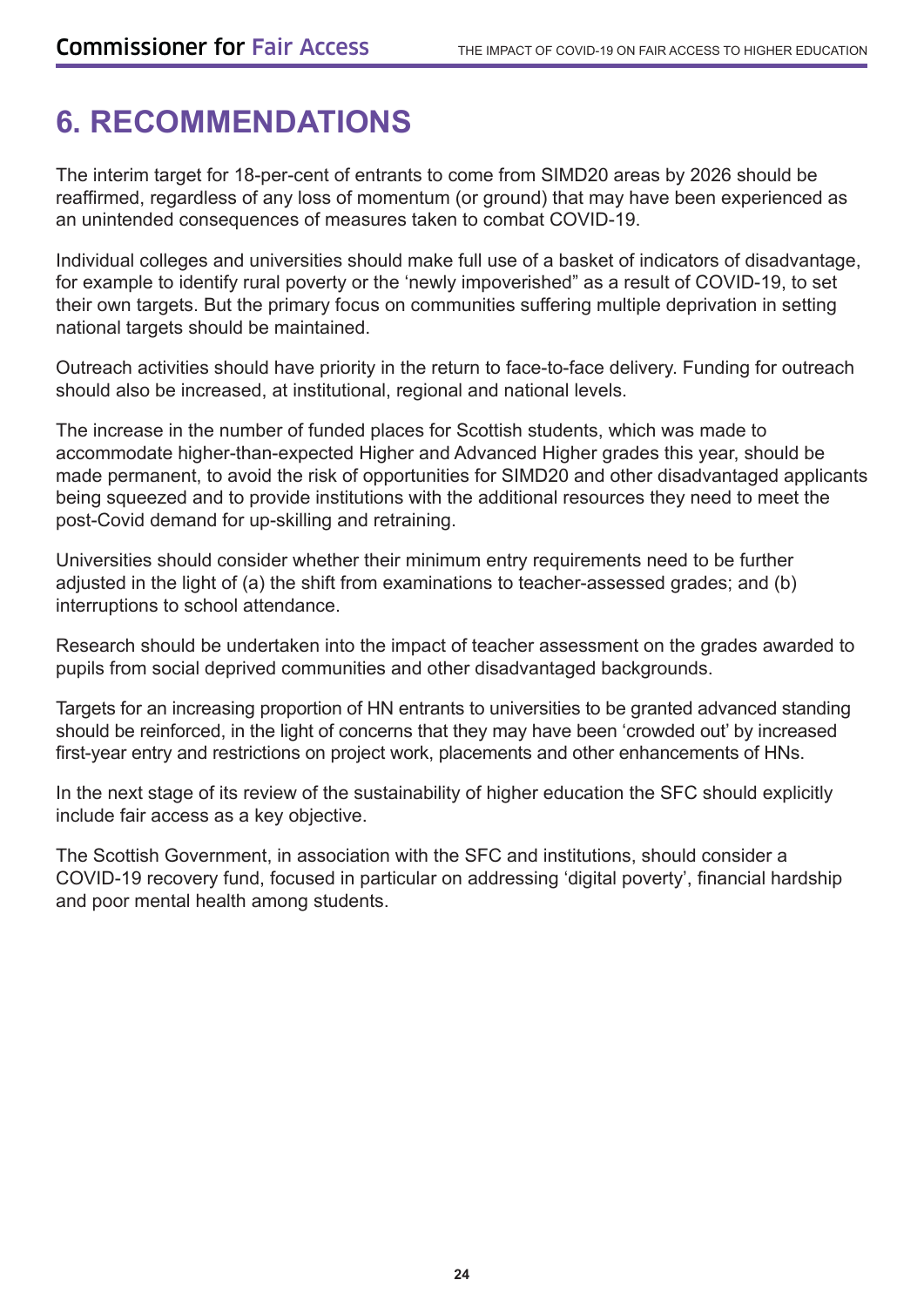# 6. RECOMMENDATIONS

The interim target for 18-per-cent of entrants to come from SIMD20 areas by 2026 should be reaffirmed, regardless of any loss of momentum (or ground) that may have been experienced as an unintended consequences of measures taken to combat COVID-19.

Individual colleges and universities should make full use of a basket of indicators of disadvantage, for example to identify rural poverty or the 'newly impoverished" as a result of COVID-19, to set their own targets. But the primary focus on communities suffering multiple deprivation in setting national targets should be maintained.

Outreach activities should have priority in the return to face-to-face delivery. Funding for outreach should also be increased, at institutional, regional and national levels.

The increase in the number of funded places for Scottish students, which was made to accommodate higher-than-expected Higher and Advanced Higher grades this year, should be made permanent, to avoid the risk of opportunities for SIMD20 and other disadvantaged applicants being squeezed and to provide institutions with the additional resources they need to meet the post-Covid demand for up-skilling and retraining.

Universities should consider whether their minimum entry requirements need to be further adjusted in the light of (a) the shift from examinations to teacher-assessed grades; and (b) interruptions to school attendance.

Research should be undertaken into the impact of teacher assessment on the grades awarded to pupils from social deprived communities and other disadvantaged backgrounds.

Targets for an increasing proportion of HN entrants to universities to be granted advanced standing should be reinforced, in the light of concerns that they may have been 'crowded out' by increased first-year entry and restrictions on project work, placements and other enhancements of HNs.

In the next stage of its review of the sustainability of higher education the SFC should explicitly include fair access as a key objective.

The Scottish Government, in association with the SFC and institutions, should consider a COVID-19 recovery fund, focused in particular on addressing 'digital poverty', financial hardship and poor mental health among students.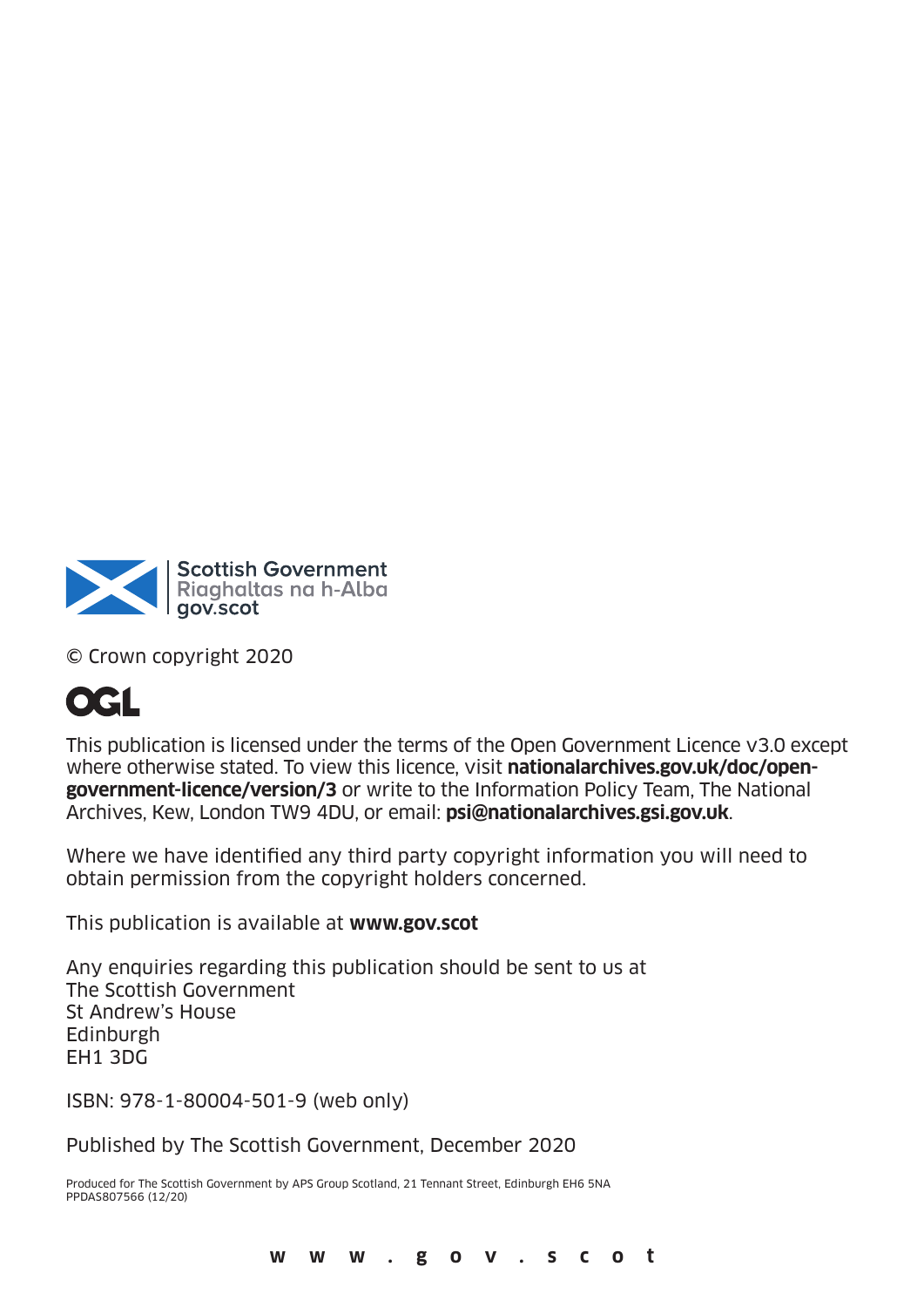Scottish Government
Riaghaltas na h-Alba
gov.scot

© Crown copyright 2020

OGL

This publication is licensed under the terms of the Open Government Licence v3.0 except where otherwise stated. To view this licence, visit **nationalarchives.gov.uk/doc/open-government-licence/version/3** or write to the Information Policy Team, The National Archives, Kew, London TW9 4DU, or email: **psi@nationalarchives.gsi.gov.uk**.

Where we have identified any third party copyright information you will need to obtain permission from the copyright holders concerned.

This publication is available at **www.gov.scot**

Any enquiries regarding this publication should be sent to us at
The Scottish Government
St Andrew's House
Edinburgh
EH1 3DG

ISBN: 978-1-80004-501-9 (web only)

Published by The Scottish Government, December 2020

Produced for The Scottish Government by APS Group Scotland, 21 Tennant Street, Edinburgh EH6 5NA
PPDAS807566 (12/20)

**w w w . g o v . s c o t**